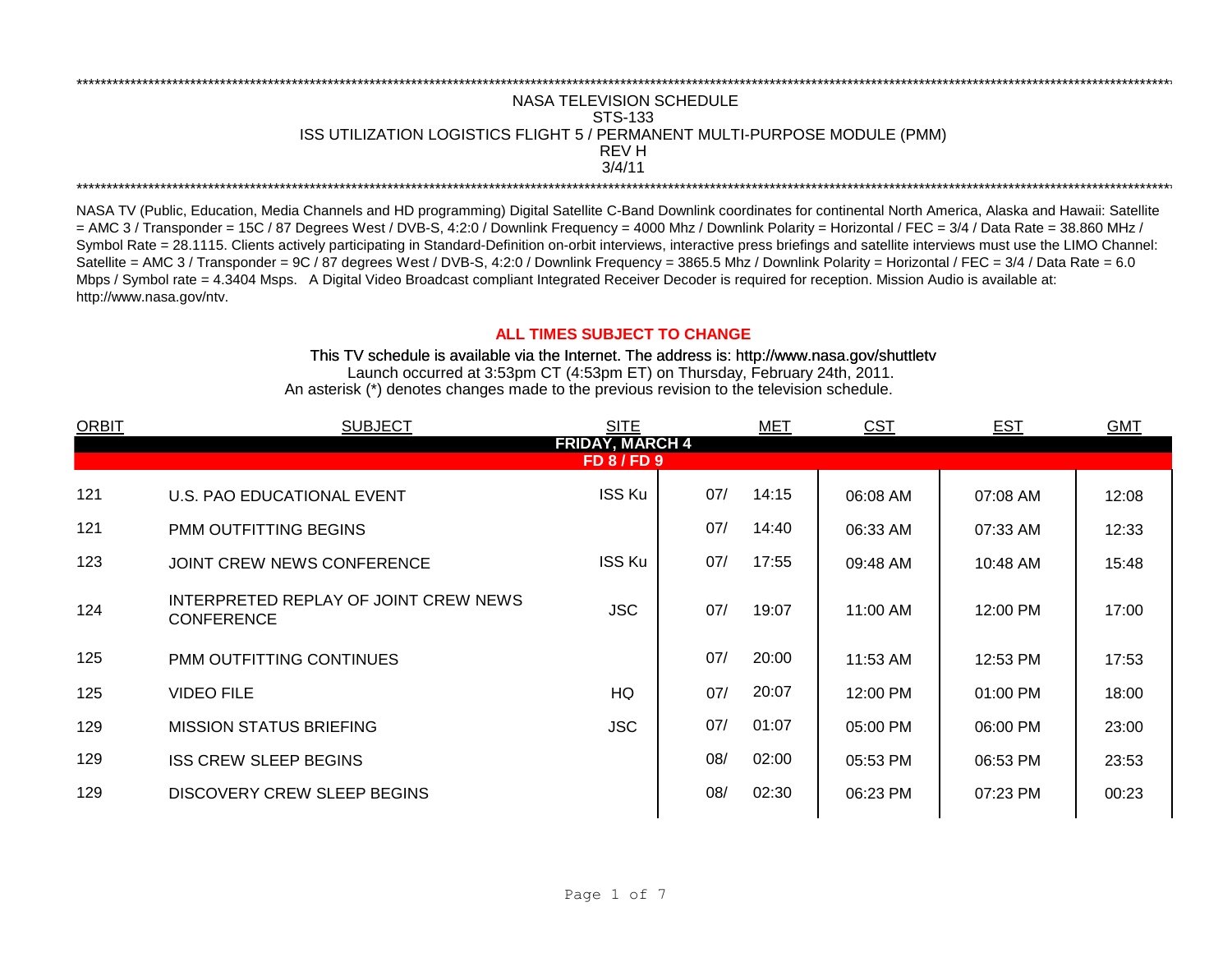# NASA TELEVISION SCHEDULE
## STS-133
## ISS UTILIZATION LOGISTICS FLIGHT 5 / PERMANENT MULTI-PURPOSE MODULE (PMM)
REV H

3/4/11

NASA TV (Public, Education, Media Channels and HD programming) Digital Satellite C-Band Downlink coordinates for continental North America, Alaska and Hawaii: Satellite = AMC 3 / Transponder = 15C / 87 Degrees West / DVB-S, 4:2:0 / Downlink Frequency = 4000 Mhz / Downlink Polarity = Horizontal / FEC = 3/4 / Data Rate = 38.860 MHz / Symbol Rate = 28.1115. Clients actively participating in Standard-Definition on-orbit interviews, interactive press briefings and satellite interviews must use the LIMO Channel: Satellite = AMC 3 / Transponder = 9C / 87 degrees West / DVB-S, 4:2:0 / Downlink Frequency = 3865.5 Mhz / Downlink Polarity = Horizontal / FEC = 3/4 / Data Rate = 6.0 Mbps / Symbol rate = 4.3404 Msps. A Digital Video Broadcast compliant Integrated Receiver Decoder is required for reception. Mission Audio is available at: http://www.nasa.gov/ntv.

**ALL TIMES SUBJECT TO CHANGE**

This TV schedule is available via the Internet. The address is: http://www.nasa.gov/shuttletv

Launch occurred at 3:53pm CT (4:53pm ET) on Thursday, February 24th, 2011.

An asterisk (*) denotes changes made to the previous revision to the television schedule.

| ORBIT | SUBJECT | SITE | MET | | CST | EST | GMT |
|---|---|---|---|---|---|---|---|
| | | **FRIDAY, MARCH 4** | | | | | |
| | | **FD 8 / FD 9** | | | | | |
| 121 | U.S. PAO EDUCATIONAL EVENT | ISS Ku | 07/ | 14:15 | 06:08 AM | 07:08 AM | 12:08 |
| 121 | PMM OUTFITTING BEGINS | | 07/ | 14:40 | 06:33 AM | 07:33 AM | 12:33 |
| 123 | JOINT CREW NEWS CONFERENCE | ISS Ku | 07/ | 17:55 | 09:48 AM | 10:48 AM | 15:48 |
| 124 | INTERPRETED REPLAY OF JOINT CREW NEWS CONFERENCE | JSC | 07/ | 19:07 | 11:00 AM | 12:00 PM | 17:00 |
| 125 | PMM OUTFITTING CONTINUES | | 07/ | 20:00 | 11:53 AM | 12:53 PM | 17:53 |
| 125 | VIDEO FILE | HQ | 07/ | 20:07 | 12:00 PM | 01:00 PM | 18:00 |
| 129 | MISSION STATUS BRIEFING | JSC | 07/ | 01:07 | 05:00 PM | 06:00 PM | 23:00 |
| 129 | ISS CREW SLEEP BEGINS | | 08/ | 02:00 | 05:53 PM | 06:53 PM | 23:53 |
| 129 | DISCOVERY CREW SLEEP BEGINS | | 08/ | 02:30 | 06:23 PM | 07:23 PM | 00:23 |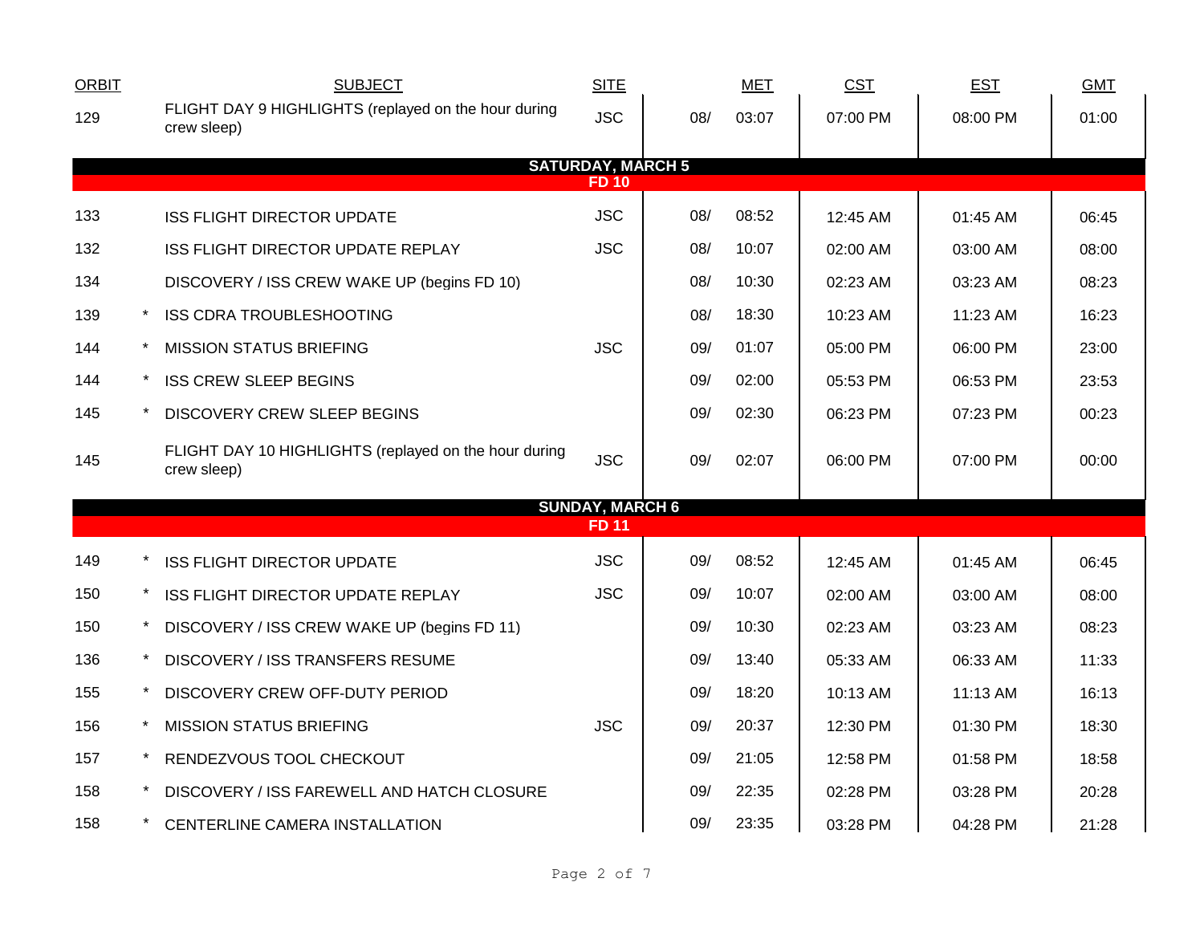| ORBIT | | SUBJECT | SITE | | MET | CST | EST | GMT |
|---|---|---|---|---|---|---|---|---|
| 129 | | FLIGHT DAY 9 HIGHLIGHTS (replayed on the hour during crew sleep) | JSC | 08/ | 03:07 | 07:00 PM | 08:00 PM | 01:00 |
| | | **SATURDAY, MARCH 5** | | | | | | |
| | | **FD 10** | | | | | | |
| 133 | | ISS FLIGHT DIRECTOR UPDATE | JSC | 08/ | 08:52 | 12:45 AM | 01:45 AM | 06:45 |
| 132 | | ISS FLIGHT DIRECTOR UPDATE REPLAY | JSC | 08/ | 10:07 | 02:00 AM | 03:00 AM | 08:00 |
| 134 | | DISCOVERY / ISS CREW WAKE UP (begins FD 10) | | 08/ | 10:30 | 02:23 AM | 03:23 AM | 08:23 |
| 139 | * | ISS CDRA TROUBLESHOOTING | | 08/ | 18:30 | 10:23 AM | 11:23 AM | 16:23 |
| 144 | * | MISSION STATUS BRIEFING | JSC | 09/ | 01:07 | 05:00 PM | 06:00 PM | 23:00 |
| 144 | * | ISS CREW SLEEP BEGINS | | 09/ | 02:00 | 05:53 PM | 06:53 PM | 23:53 |
| 145 | * | DISCOVERY CREW SLEEP BEGINS | | 09/ | 02:30 | 06:23 PM | 07:23 PM | 00:23 |
| 145 | | FLIGHT DAY 10 HIGHLIGHTS (replayed on the hour during crew sleep) | JSC | 09/ | 02:07 | 06:00 PM | 07:00 PM | 00:00 |
| | | **SUNDAY, MARCH 6** | | | | | | |
| | | **FD 11** | | | | | | |
| 149 | * | ISS FLIGHT DIRECTOR UPDATE | JSC | 09/ | 08:52 | 12:45 AM | 01:45 AM | 06:45 |
| 150 | * | ISS FLIGHT DIRECTOR UPDATE REPLAY | JSC | 09/ | 10:07 | 02:00 AM | 03:00 AM | 08:00 |
| 150 | * | DISCOVERY / ISS CREW WAKE UP (begins FD 11) | | 09/ | 10:30 | 02:23 AM | 03:23 AM | 08:23 |
| 136 | * | DISCOVERY / ISS TRANSFERS RESUME | | 09/ | 13:40 | 05:33 AM | 06:33 AM | 11:33 |
| 155 | * | DISCOVERY CREW OFF-DUTY PERIOD | | 09/ | 18:20 | 10:13 AM | 11:13 AM | 16:13 |
| 156 | * | MISSION STATUS BRIEFING | JSC | 09/ | 20:37 | 12:30 PM | 01:30 PM | 18:30 |
| 157 | * | RENDEZVOUS TOOL CHECKOUT | | 09/ | 21:05 | 12:58 PM | 01:58 PM | 18:58 |
| 158 | * | DISCOVERY / ISS FAREWELL AND HATCH CLOSURE | | 09/ | 22:35 | 02:28 PM | 03:28 PM | 20:28 |
| 158 | * | CENTERLINE CAMERA INSTALLATION | | 09/ | 23:35 | 03:28 PM | 04:28 PM | 21:28 |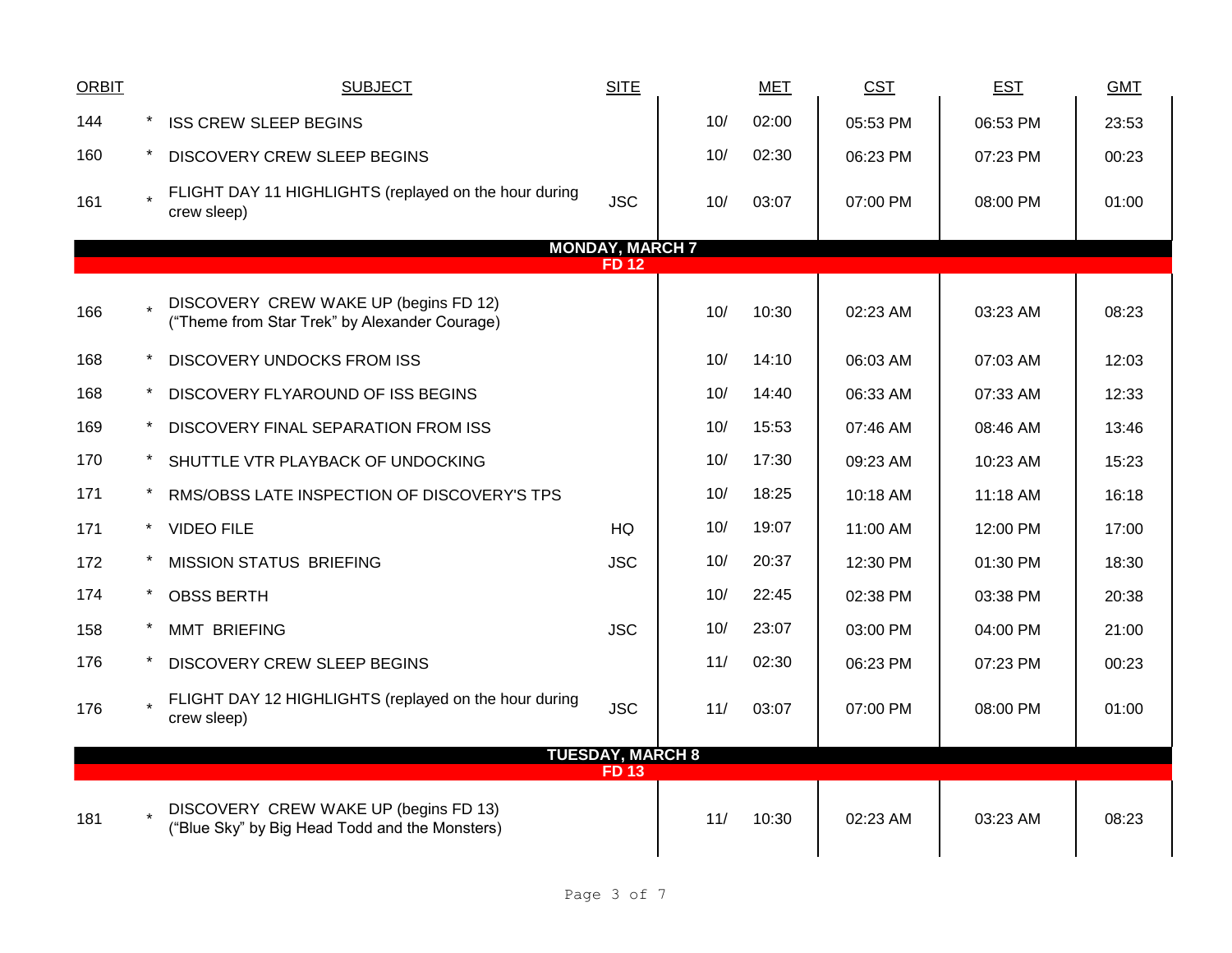| ORBIT | | SUBJECT | SITE | | MET | CST | EST | GMT |
|---|---|---|---|---|---|---|---|---|
| 144 | * | ISS CREW SLEEP BEGINS | | 10/ | 02:00 | 05:53 PM | 06:53 PM | 23:53 |
| 160 | * | DISCOVERY CREW SLEEP BEGINS | | 10/ | 02:30 | 06:23 PM | 07:23 PM | 00:23 |
| 161 | * | FLIGHT DAY 11 HIGHLIGHTS (replayed on the hour during crew sleep) | JSC | 10/ | 03:07 | 07:00 PM | 08:00 PM | 01:00 |
| **MONDAY, MARCH 7** | | | | | | | | |
| **FD 12** | | | | | | | | |
| 166 | * | DISCOVERY CREW WAKE UP (begins FD 12) (“Theme from Star Trek” by Alexander Courage) | | 10/ | 10:30 | 02:23 AM | 03:23 AM | 08:23 |
| 168 | * | DISCOVERY UNDOCKS FROM ISS | | 10/ | 14:10 | 06:03 AM | 07:03 AM | 12:03 |
| 168 | * | DISCOVERY FLYAROUND OF ISS BEGINS | | 10/ | 14:40 | 06:33 AM | 07:33 AM | 12:33 |
| 169 | * | DISCOVERY FINAL SEPARATION FROM ISS | | 10/ | 15:53 | 07:46 AM | 08:46 AM | 13:46 |
| 170 | * | SHUTTLE VTR PLAYBACK OF UNDOCKING | | 10/ | 17:30 | 09:23 AM | 10:23 AM | 15:23 |
| 171 | * | RMS/OBSS LATE INSPECTION OF DISCOVERY'S TPS | | 10/ | 18:25 | 10:18 AM | 11:18 AM | 16:18 |
| 171 | * | VIDEO FILE | HQ | 10/ | 19:07 | 11:00 AM | 12:00 PM | 17:00 |
| 172 | * | MISSION STATUS BRIEFING | JSC | 10/ | 20:37 | 12:30 PM | 01:30 PM | 18:30 |
| 174 | * | OBSS BERTH | | 10/ | 22:45 | 02:38 PM | 03:38 PM | 20:38 |
| 158 | * | MMT BRIEFING | JSC | 10/ | 23:07 | 03:00 PM | 04:00 PM | 21:00 |
| 176 | * | DISCOVERY CREW SLEEP BEGINS | | 11/ | 02:30 | 06:23 PM | 07:23 PM | 00:23 |
| 176 | * | FLIGHT DAY 12 HIGHLIGHTS (replayed on the hour during crew sleep) | JSC | 11/ | 03:07 | 07:00 PM | 08:00 PM | 01:00 |
| **TUESDAY, MARCH 8** | | | | | | | | |
| **FD 13** | | | | | | | | |
| 181 | * | DISCOVERY CREW WAKE UP (begins FD 13) (“Blue Sky” by Big Head Todd and the Monsters) | | 11/ | 10:30 | 02:23 AM | 03:23 AM | 08:23 |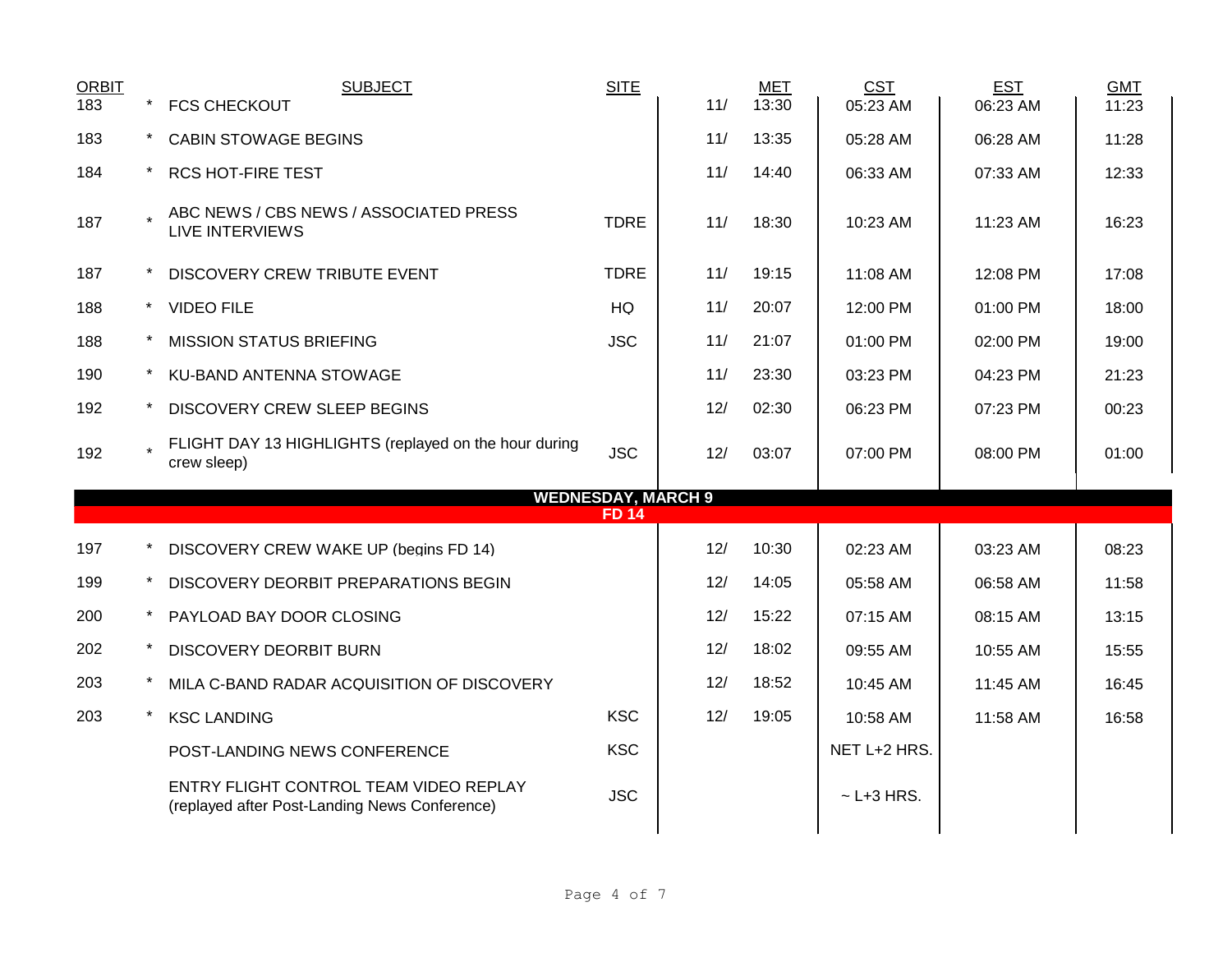| ORBIT | | SUBJECT | SITE | | MET | CST | EST | GMT |
|---|---|---|---|---|---|---|---|---|
| 183 | * | FCS CHECKOUT | | 11/ | 13:30 | 05:23 AM | 06:23 AM | 11:23 |
| 183 | * | CABIN STOWAGE BEGINS | | 11/ | 13:35 | 05:28 AM | 06:28 AM | 11:28 |
| 184 | * | RCS HOT-FIRE TEST | | 11/ | 14:40 | 06:33 AM | 07:33 AM | 12:33 |
| 187 | * | ABC NEWS / CBS NEWS / ASSOCIATED PRESS LIVE INTERVIEWS | TDRE | 11/ | 18:30 | 10:23 AM | 11:23 AM | 16:23 |
| 187 | * | DISCOVERY CREW TRIBUTE EVENT | TDRE | 11/ | 19:15 | 11:08 AM | 12:08 PM | 17:08 |
| 188 | * | VIDEO FILE | HQ | 11/ | 20:07 | 12:00 PM | 01:00 PM | 18:00 |
| 188 | * | MISSION STATUS BRIEFING | JSC | 11/ | 21:07 | 01:00 PM | 02:00 PM | 19:00 |
| 190 | * | KU-BAND ANTENNA STOWAGE | | 11/ | 23:30 | 03:23 PM | 04:23 PM | 21:23 |
| 192 | * | DISCOVERY CREW SLEEP BEGINS | | 12/ | 02:30 | 06:23 PM | 07:23 PM | 00:23 |
| 192 | * | FLIGHT DAY 13 HIGHLIGHTS (replayed on the hour during crew sleep) | JSC | 12/ | 03:07 | 07:00 PM | 08:00 PM | 01:00 |
| | | **WEDNESDAY, MARCH 9** | | | | | | |
| | | **FD 14** | | | | | | |
| 197 | * | DISCOVERY CREW WAKE UP (begins FD 14) | | 12/ | 10:30 | 02:23 AM | 03:23 AM | 08:23 |
| 199 | * | DISCOVERY DEORBIT PREPARATIONS BEGIN | | 12/ | 14:05 | 05:58 AM | 06:58 AM | 11:58 |
| 200 | * | PAYLOAD BAY DOOR CLOSING | | 12/ | 15:22 | 07:15 AM | 08:15 AM | 13:15 |
| 202 | * | DISCOVERY DEORBIT BURN | | 12/ | 18:02 | 09:55 AM | 10:55 AM | 15:55 |
| 203 | * | MILA C-BAND RADAR ACQUISITION OF DISCOVERY | | 12/ | 18:52 | 10:45 AM | 11:45 AM | 16:45 |
| 203 | * | KSC LANDING | KSC | 12/ | 19:05 | 10:58 AM | 11:58 AM | 16:58 |
| | | POST-LANDING NEWS CONFERENCE | KSC | | | NET L+2 HRS. | | |
| | | ENTRY FLIGHT CONTROL TEAM VIDEO REPLAY (replayed after Post-Landing News Conference) | JSC | | | ~ L+3 HRS. | | |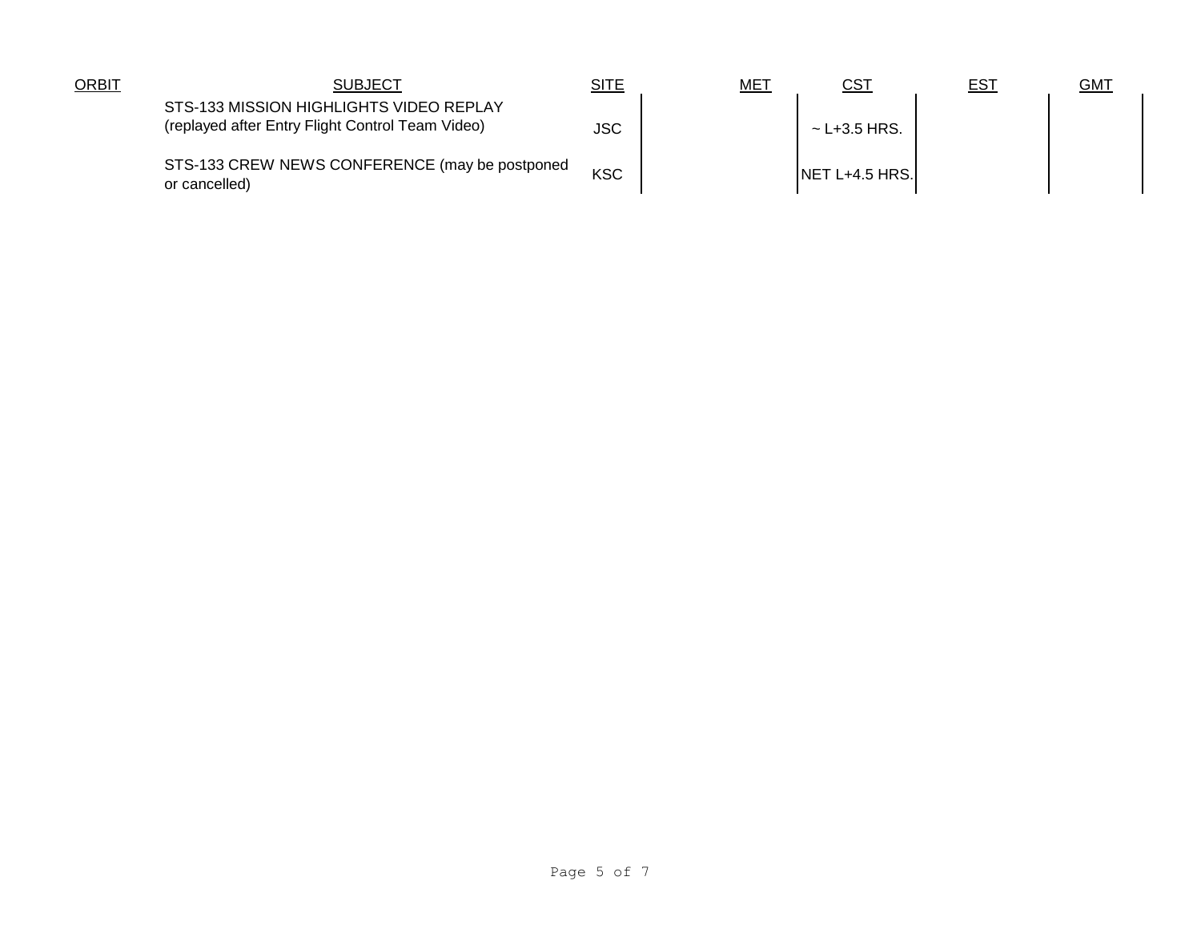| ORBIT | SUBJECT | SITE | MET | CST | EST | GMT |
|---|---|---|---|---|---|---|
| | STS-133 MISSION HIGHLIGHTS VIDEO REPLAY (replayed after Entry Flight Control Team Video) | JSC | | ~ L+3.5 HRS. | | |
| | STS-133 CREW NEWS CONFERENCE (may be postponed or cancelled) | KSC | | NET L+4.5 HRS. | | |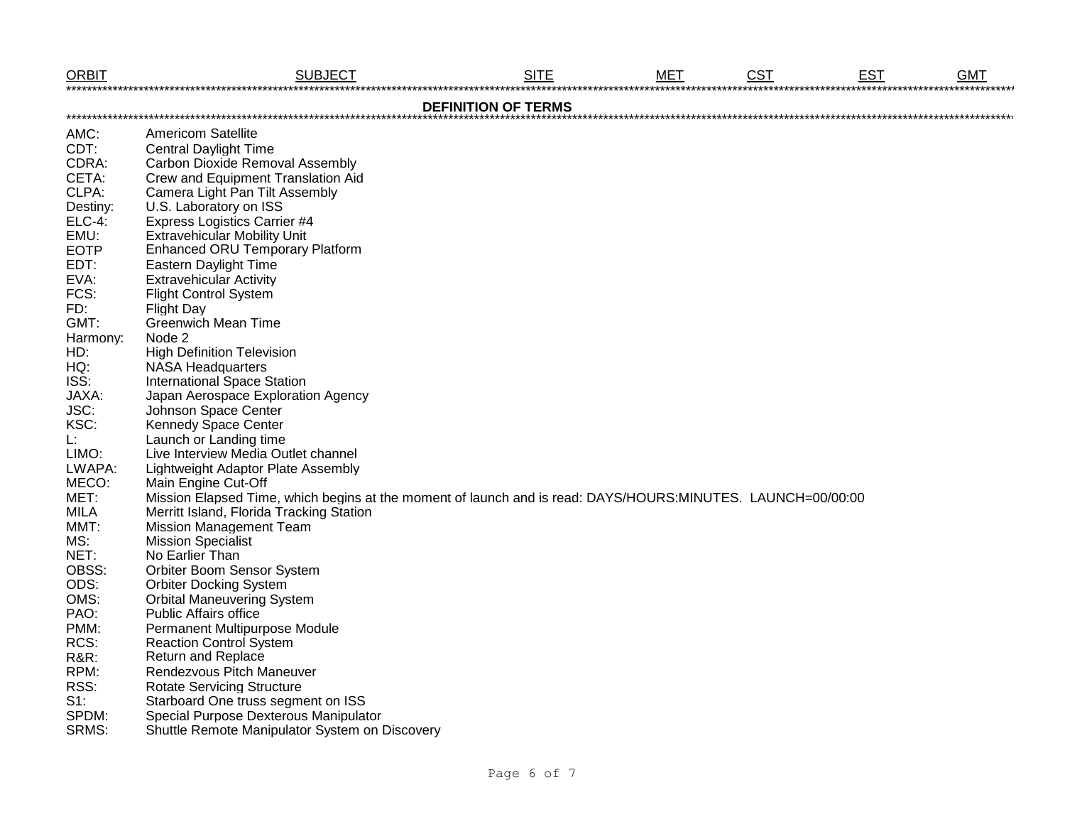| ORBIT | SUBJECT | SITE | MET | CST | EST | GMT |
|---|---|---|---|---|---|---|

## DEFINITION OF TERMS

| | |
|---|---|
| AMC: | Americom Satellite |
| CDT: | Central Daylight Time |
| CDRA: | Carbon Dioxide Removal Assembly |
| CETA: | Crew and Equipment Translation Aid |
| CLPA: | Camera Light Pan Tilt Assembly |
| Destiny: | U.S. Laboratory on ISS |
| ELC-4: | Express Logistics Carrier #4 |
| EMU: | Extravehicular Mobility Unit |
| EOTP | Enhanced ORU Temporary Platform |
| EDT: | Eastern Daylight Time |
| EVA: | Extravehicular Activity |
| FCS: | Flight Control System |
| FD: | Flight Day |
| GMT: | Greenwich Mean Time |
| Harmony: | Node 2 |
| HD: | High Definition Television |
| HQ: | NASA Headquarters |
| ISS: | International Space Station |
| JAXA: | Japan Aerospace Exploration Agency |
| JSC: | Johnson Space Center |
| KSC: | Kennedy Space Center |
| L: | Launch or Landing time |
| LIMO: | Live Interview Media Outlet channel |
| LWAPA: | Lightweight Adaptor Plate Assembly |
| MECO: | Main Engine Cut-Off |
| MET: | Mission Elapsed Time, which begins at the moment of launch and is read: DAYS/HOURS:MINUTES. LAUNCH=00/00:00 |
| MILA | Merritt Island, Florida Tracking Station |
| MMT: | Mission Management Team |
| MS: | Mission Specialist |
| NET: | No Earlier Than |
| OBSS: | Orbiter Boom Sensor System |
| ODS: | Orbiter Docking System |
| OMS: | Orbital Maneuvering System |
| PAO: | Public Affairs office |
| PMM: | Permanent Multipurpose Module |
| RCS: | Reaction Control System |
| R&R: | Return and Replace |
| RPM: | Rendezvous Pitch Maneuver |
| RSS: | Rotate Servicing Structure |
| S1: | Starboard One truss segment on ISS |
| SPDM: | Special Purpose Dexterous Manipulator |
| SRMS: | Shuttle Remote Manipulator System on Discovery |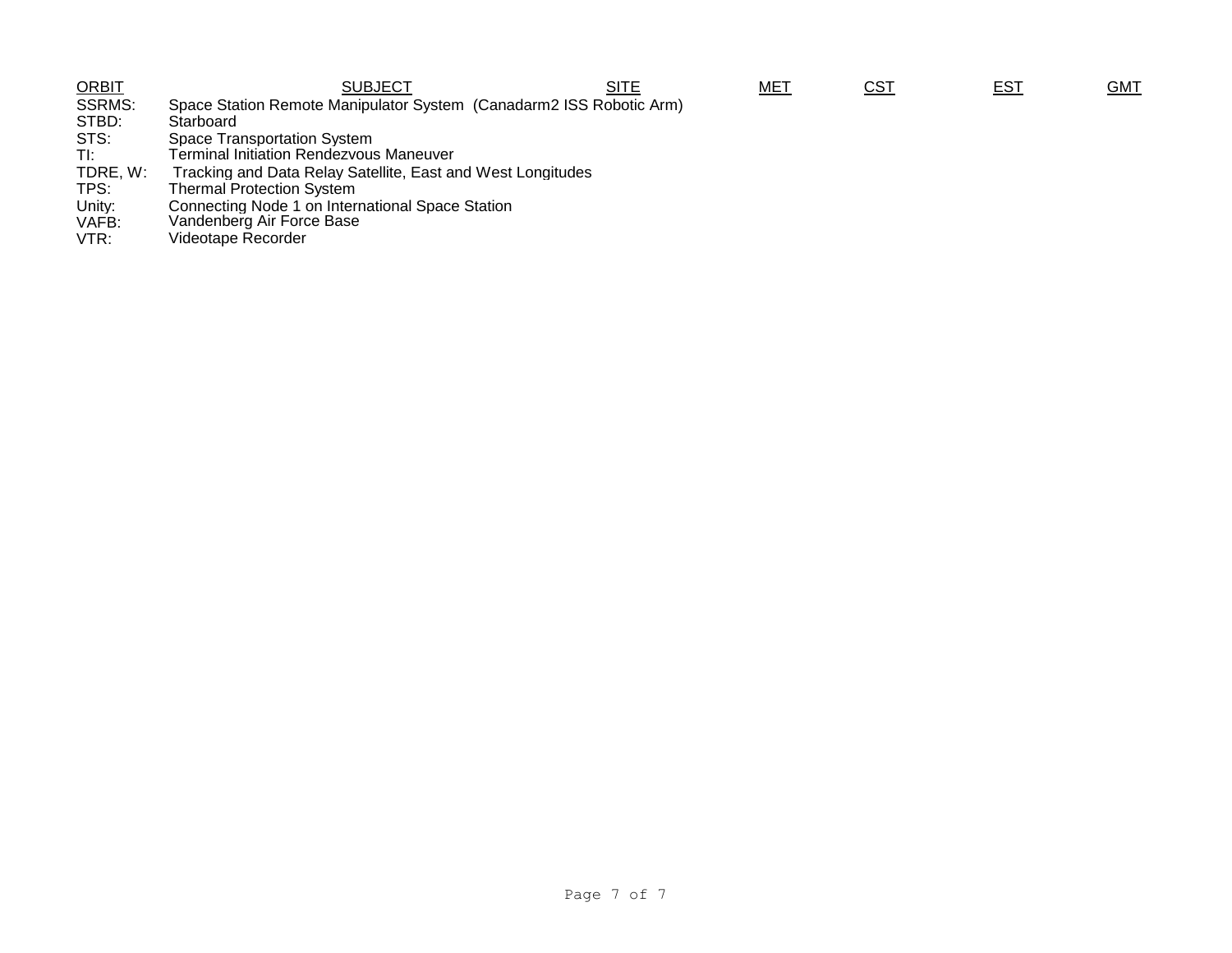| ORBIT | SUBJECT | SITE | MET | CST | EST | GMT |
|---|---|---|---|---|---|---|
| SSRMS: | Space Station Remote Manipulator System (Canadarm2 ISS Robotic Arm) | | | | | |
| STBD: | Starboard | | | | | |
| STS: | Space Transportation System | | | | | |
| TI: | Terminal Initiation Rendezvous Maneuver | | | | | |
| TDRE, W: | Tracking and Data Relay Satellite, East and West Longitudes | | | | | |
| TPS: | Thermal Protection System | | | | | |
| Unity: | Connecting Node 1 on International Space Station | | | | | |
| VAFB: | Vandenberg Air Force Base | | | | | |
| VTR: | Videotape Recorder | | | | | |